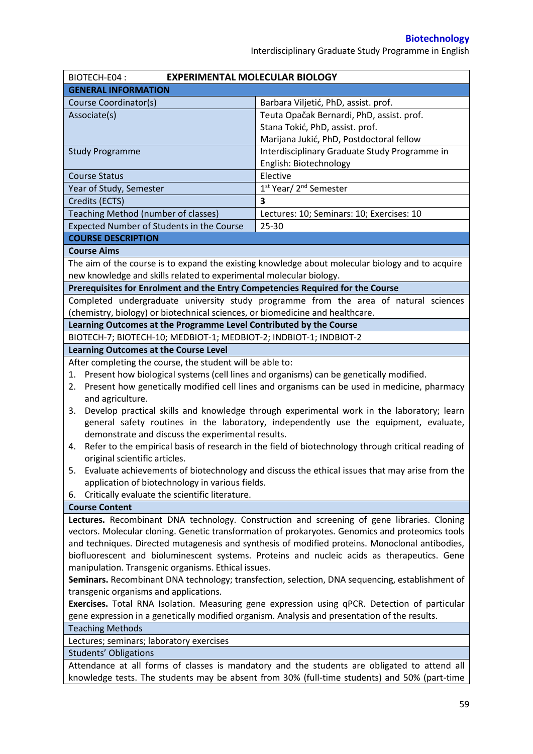| BIOTECH-E04 : | EXPERIMENTAL MOLECULAR BIOLOGY |
|---|---|
| **GENERAL INFORMATION** | |
| Course Coordinator(s) | Barbara Viljetić, PhD, assist. prof. |
| Associate(s) | Teuta Opačak Bernardi, PhD, assist. prof.<br>Stana Tokić, PhD, assist. prof.<br>Marijana Jukić, PhD, Postdoctoral fellow |
| Study Programme | Interdisciplinary Graduate Study Programme in English: Biotechnology |
| Course Status | Elective |
| Year of Study, Semester | 1st Year/ 2nd Semester |
| Credits (ECTS) | **3** |
| Teaching Method (number of classes) | Lectures: 10; Seminars: 10; Exercises: 10 |
| Expected Number of Students in the Course | 25-30 |

**COURSE DESCRIPTION**

**Course Aims**

The aim of the course is to expand the existing knowledge about molecular biology and to acquire new knowledge and skills related to experimental molecular biology.

**Prerequisites for Enrolment and the Entry Competencies Required for the Course**

Completed undergraduate university study programme from the area of natural sciences (chemistry, biology) or biotechnical sciences, or biomedicine and healthcare.

**Learning Outcomes at the Programme Level Contributed by the Course**

BIOTECH-7; BIOTECH-10; MEDBIOT-1; MEDBIOT-2; INDBIOT-1; INDBIOT-2

**Learning Outcomes at the Course Level**

After completing the course, the student will be able to:

1. Present how biological systems (cell lines and organisms) can be genetically modified.
2. Present how genetically modified cell lines and organisms can be used in medicine, pharmacy and agriculture.
3. Develop practical skills and knowledge through experimental work in the laboratory; learn general safety routines in the laboratory, independently use the equipment, evaluate, demonstrate and discuss the experimental results.
4. Refer to the empirical basis of research in the field of biotechnology through critical reading of original scientific articles.
5. Evaluate achievements of biotechnology and discuss the ethical issues that may arise from the application of biotechnology in various fields.
6. Critically evaluate the scientific literature.

**Course Content**

**Lectures.** Recombinant DNA technology. Construction and screening of gene libraries. Cloning vectors. Molecular cloning. Genetic transformation of prokaryotes. Genomics and proteomics tools and techniques. Directed mutagenesis and synthesis of modified proteins. Monoclonal antibodies, biofluorescent and bioluminescent systems. Proteins and nucleic acids as therapeutics. Gene manipulation. Transgenic organisms. Ethical issues.

**Seminars.** Recombinant DNA technology; transfection, selection, DNA sequencing, establishment of transgenic organisms and applications.

**Exercises.** Total RNA Isolation. Measuring gene expression using qPCR. Detection of particular gene expression in a genetically modified organism. Analysis and presentation of the results.

**Teaching Methods**

Lectures; seminars; laboratory exercises

**Students' Obligations**

Attendance at all forms of classes is mandatory and the students are obligated to attend all knowledge tests. The students may be absent from 30% (full-time students) and 50% (part-time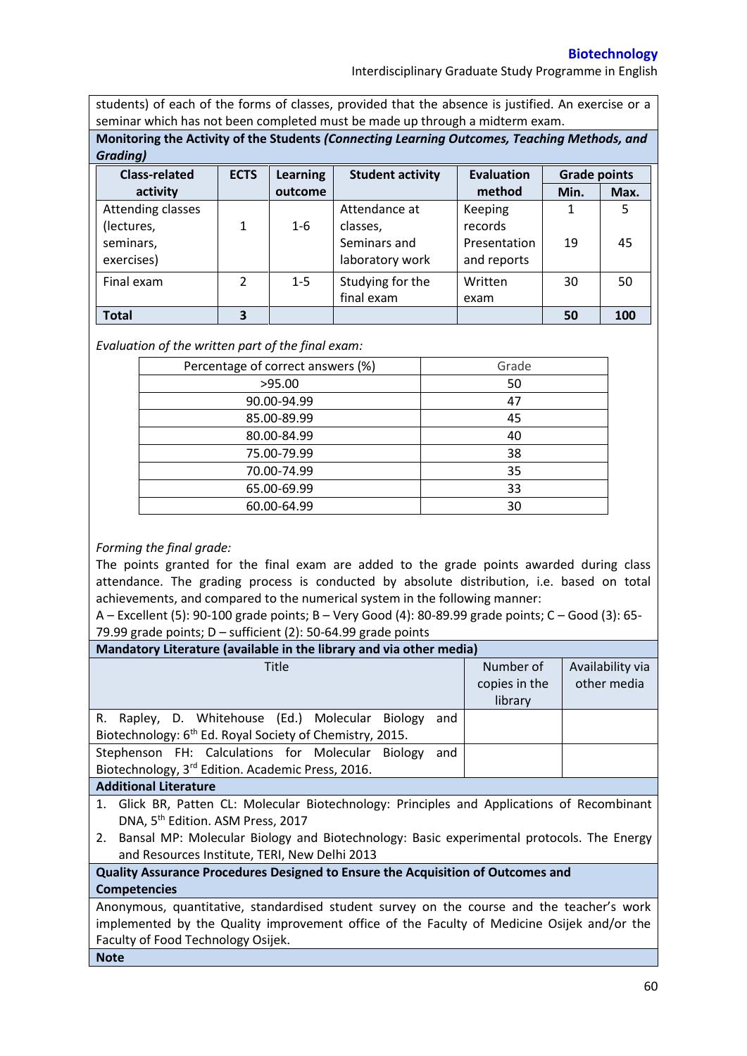students) of each of the forms of classes, provided that the absence is justified. An exercise or a seminar which has not been completed must be made up through a midterm exam.

**Monitoring the Activity of the Students *(Connecting Learning Outcomes, Teaching Methods, and Grading)***

| Class-related activity | ECTS | Learning outcome | Student activity | Evaluation method | Grade points | |
|---|---|---|---|---|---|---|
| | | | | | Min. | Max. |
| Attending classes (lectures, seminars, exercises) | 1 | 1-6 | Attendance at classes, Seminars and laboratory work | Keeping records Presentation and reports | 1<br>19 | 5<br>45 |
| Final exam | 2 | 1-5 | Studying for the final exam | Written exam | 30 | 50 |
| **Total** | **3** | | | | **50** | **100** |

*Evaluation of the written part of the final exam:*

| Percentage of correct answers (%) | Grade |
|---|---|
| >95.00 | 50 |
| 90.00-94.99 | 47 |
| 85.00-89.99 | 45 |
| 80.00-84.99 | 40 |
| 75.00-79.99 | 38 |
| 70.00-74.99 | 35 |
| 65.00-69.99 | 33 |
| 60.00-64.99 | 30 |

*Forming the final grade:*

The points granted for the final exam are added to the grade points awarded during class attendance. The grading process is conducted by absolute distribution, i.e. based on total achievements, and compared to the numerical system in the following manner:

A – Excellent (5): 90-100 grade points; B – Very Good (4): 80-89.99 grade points; C – Good (3): 65-79.99 grade points; D – sufficient (2): 50-64.99 grade points

**Mandatory Literature (available in the library and via other media)**

| Title | Number of copies in the library | Availability via other media |
|---|---|---|
| R. Rapley, D. Whitehouse (Ed.) Molecular Biology and Biotechnology: 6th Ed. Royal Society of Chemistry, 2015. | | |
| Stephenson FH: Calculations for Molecular Biology and Biotechnology, 3rd Edition. Academic Press, 2016. | | |

**Additional Literature**

1. Glick BR, Patten CL: Molecular Biotechnology: Principles and Applications of Recombinant DNA, 5th Edition. ASM Press, 2017
2. Bansal MP: Molecular Biology and Biotechnology: Basic experimental protocols. The Energy and Resources Institute, TERI, New Delhi 2013

**Quality Assurance Procedures Designed to Ensure the Acquisition of Outcomes and Competencies**

Anonymous, quantitative, standardised student survey on the course and the teacher's work implemented by the Quality improvement office of the Faculty of Medicine Osijek and/or the Faculty of Food Technology Osijek.

**Note**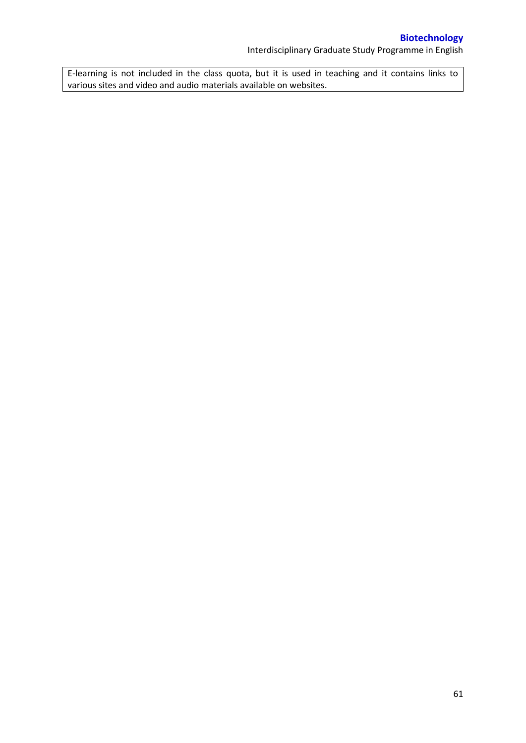| |
|---|
| E-learning is not included in the class quota, but it is used in teaching and it contains links to various sites and video and audio materials available on websites. |